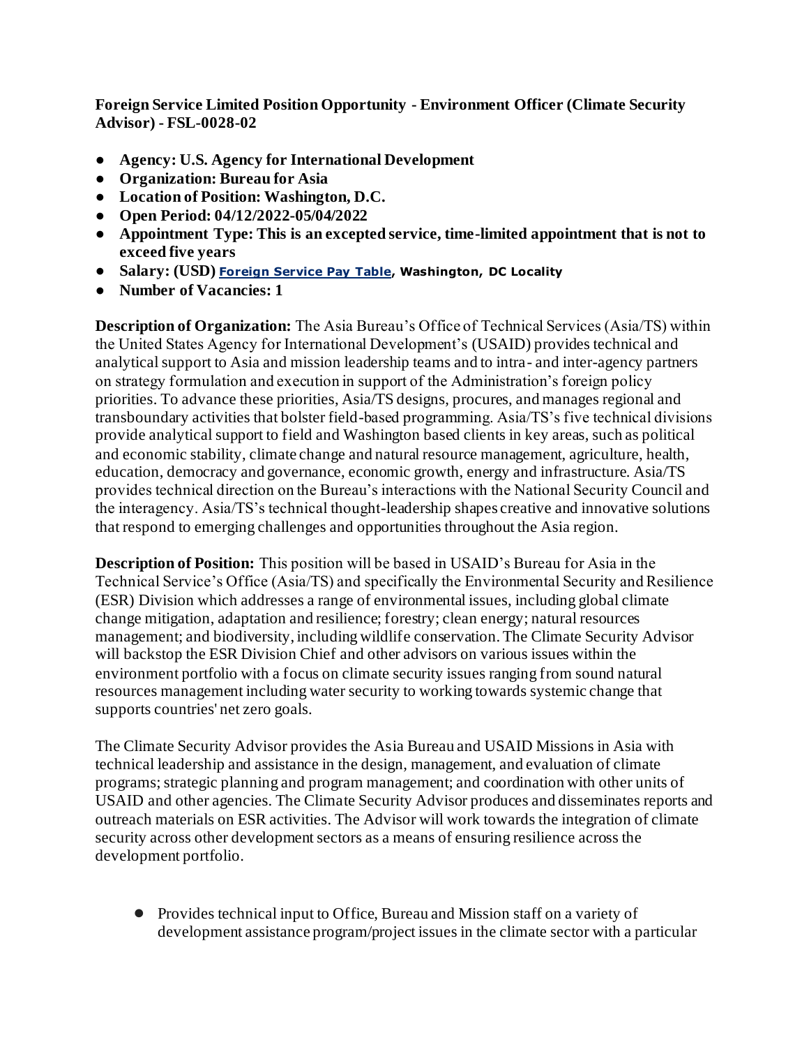**Foreign Service Limited Position Opportunity - Environment Officer (Climate Security Advisor) - FSL-0028-02**

- **Agency: U.S. Agency for International Development**
- **Organization: Bureau for Asia**
- **Location of Position: Washington, D.C.**
- **Open Period: 04/12/2022-05/04/2022**
- **Appointment Type: This is an excepted service, time-limited appointment that is not to exceed five years**
- **Salary: (USD) Foreign Service Pay Table, Washington, DC Locality**
- **Number of Vacancies: 1**

**Description of Organization:** The Asia Bureau's Office of Technical Services (Asia/TS) within the United States Agency for International Development's (USAID) provides technical and analytical support to Asia and mission leadership teams and to intra- and inter-agency partners on strategy formulation and execution in support of the Administration's foreign policy priorities. To advance these priorities, Asia/TS designs, procures, and manages regional and transboundary activities that bolster field-based programming. Asia/TS's five technical divisions provide analytical support to field and Washington based clients in key areas, such as political and economic stability, climate change and natural resource management, agriculture, health, education, democracy and governance, economic growth, energy and infrastructure. Asia/TS provides technical direction on the Bureau's interactions with the National Security Council and the interagency. Asia/TS's technical thought-leadership shapes creative and innovative solutions that respond to emerging challenges and opportunities throughout the Asia region.

**Description of Position:** This position will be based in USAID's Bureau for Asia in the Technical Service's Office (Asia/TS) and specifically the Environmental Security and Resilience (ESR) Division which addresses a range of environmental issues, including global climate change mitigation, adaptation and resilience; forestry; clean energy; natural resources management; and biodiversity, including wildlife conservation. The Climate Security Advisor will backstop the ESR Division Chief and other advisors on various issues within the environment portfolio with a focus on climate security issues ranging from sound natural resources management including water security to working towards systemic change that supports countries' net zero goals.

The Climate Security Advisor provides the Asia Bureau and USAID Missions in Asia with technical leadership and assistance in the design, management, and evaluation of climate programs; strategic planning and program management; and coordination with other units of USAID and other agencies. The Climate Security Advisor produces and disseminates reports and outreach materials on ESR activities. The Advisor will work towards the integration of climate security across other development sectors as a means of ensuring resilience across the development portfolio.

- Provides technical input to Office, Bureau and Mission staff on a variety of development assistance program/project issues in the climate sector with a particular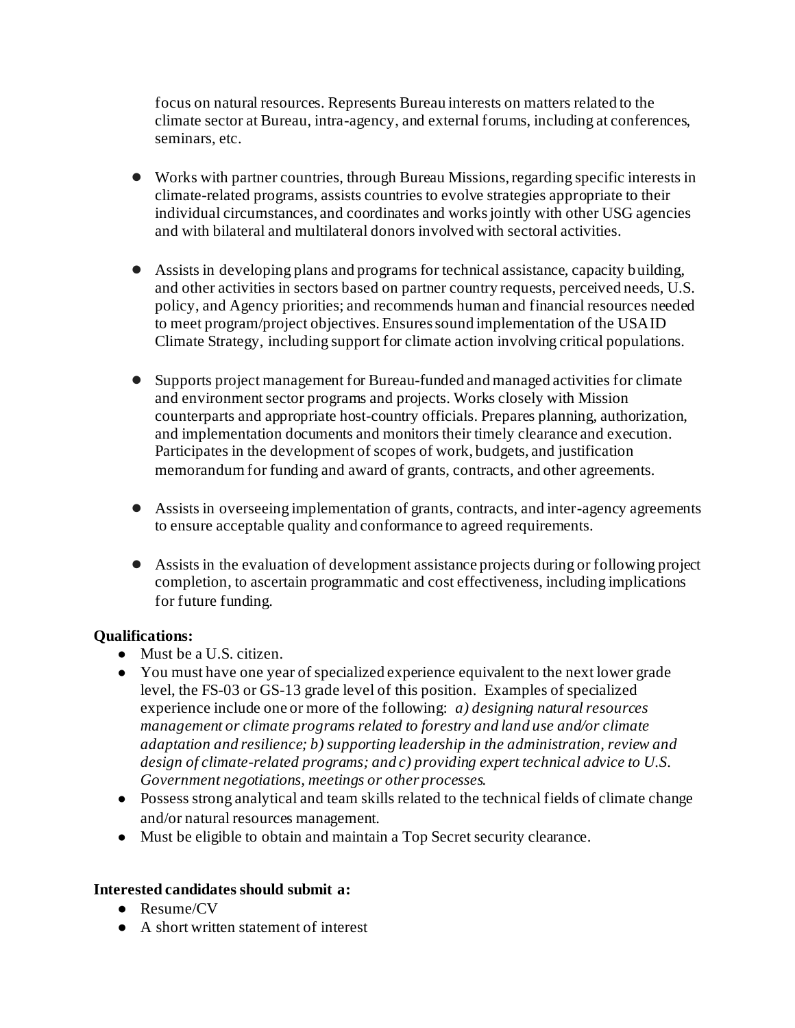focus on natural resources. Represents Bureau interests on matters related to the climate sector at Bureau, intra-agency, and external forums, including at conferences, seminars, etc.

- Works with partner countries, through Bureau Missions, regarding specific interests in climate-related programs, assists countries to evolve strategies appropriate to their individual circumstances, and coordinates and works jointly with other USG agencies and with bilateral and multilateral donors involved with sectoral activities.

- Assists in developing plans and programs for technical assistance, capacity building, and other activities in sectors based on partner country requests, perceived needs, U.S. policy, and Agency priorities; and recommends human and financial resources needed to meet program/project objectives. Ensures sound implementation of the USAID Climate Strategy, including support for climate action involving critical populations.

- Supports project management for Bureau-funded and managed activities for climate and environment sector programs and projects. Works closely with Mission counterparts and appropriate host-country officials. Prepares planning, authorization, and implementation documents and monitors their timely clearance and execution. Participates in the development of scopes of work, budgets, and justification memorandum for funding and award of grants, contracts, and other agreements.

- Assists in overseeing implementation of grants, contracts, and inter-agency agreements to ensure acceptable quality and conformance to agreed requirements.

- Assists in the evaluation of development assistance projects during or following project completion, to ascertain programmatic and cost effectiveness, including implications for future funding.

**Qualifications:**

- Must be a U.S. citizen.
- You must have one year of specialized experience equivalent to the next lower grade level, the FS-03 or GS-13 grade level of this position. Examples of specialized experience include one or more of the following: *a) designing natural resources management or climate programs related to forestry and land use and/or climate adaptation and resilience; b) supporting leadership in the administration, review and design of climate-related programs; and c) providing expert technical advice to U.S. Government negotiations, meetings or other processes.*
- Possess strong analytical and team skills related to the technical fields of climate change and/or natural resources management.
- Must be eligible to obtain and maintain a Top Secret security clearance.

**Interested candidates should submit a:**

- Resume/CV
- A short written statement of interest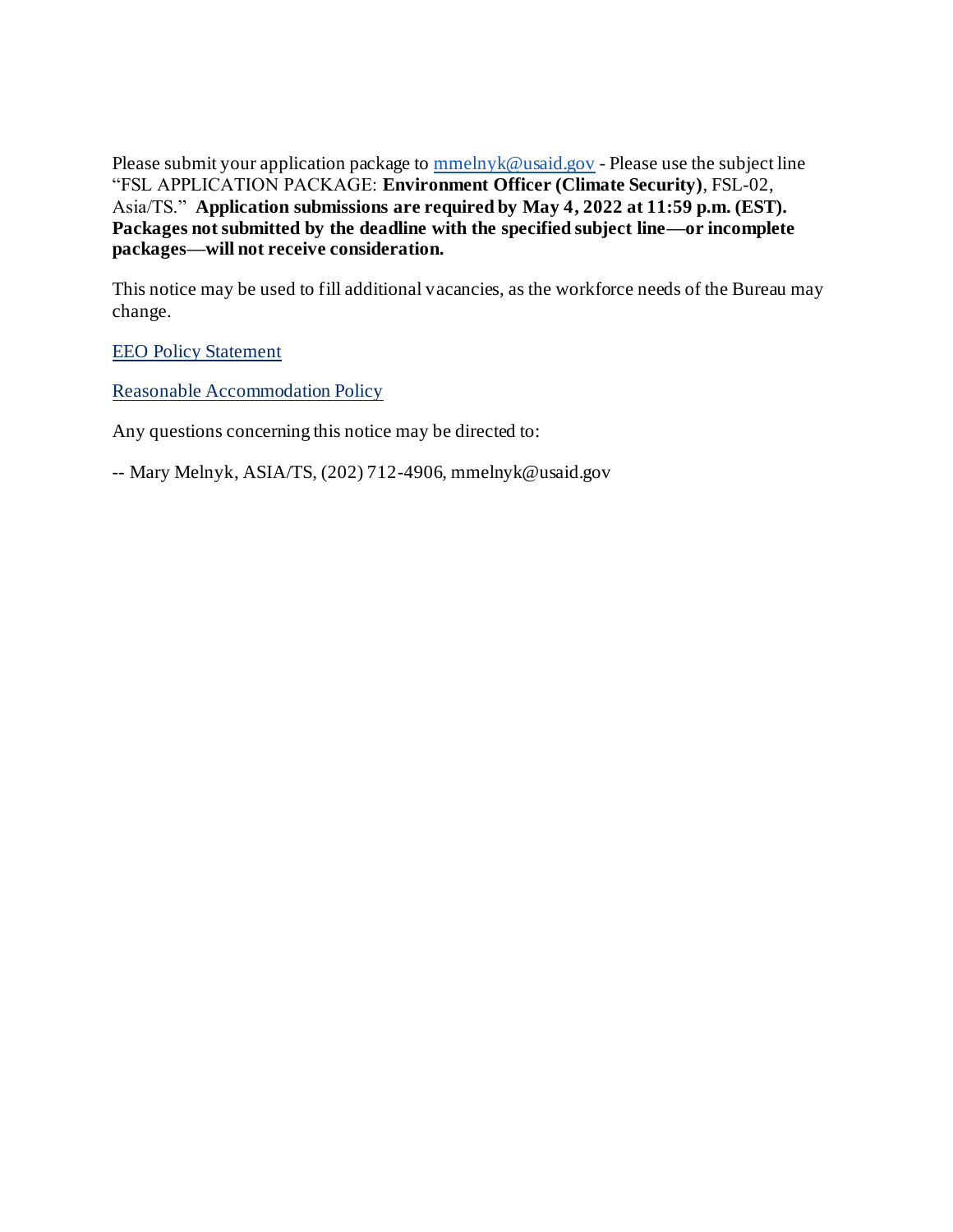Please submit your application package to mmelnyk@usaid.gov - Please use the subject line "FSL APPLICATION PACKAGE: **Environment Officer (Climate Security)**, FSL-02, Asia/TS." **Application submissions are required by May 4, 2022 at 11:59 p.m. (EST). Packages not submitted by the deadline with the specified subject line—or incomplete packages—will not receive consideration.**

This notice may be used to fill additional vacancies, as the workforce needs of the Bureau may change.

EEO Policy Statement

Reasonable Accommodation Policy

Any questions concerning this notice may be directed to:

-- Mary Melnyk, ASIA/TS, (202) 712-4906, mmelnyk@usaid.gov